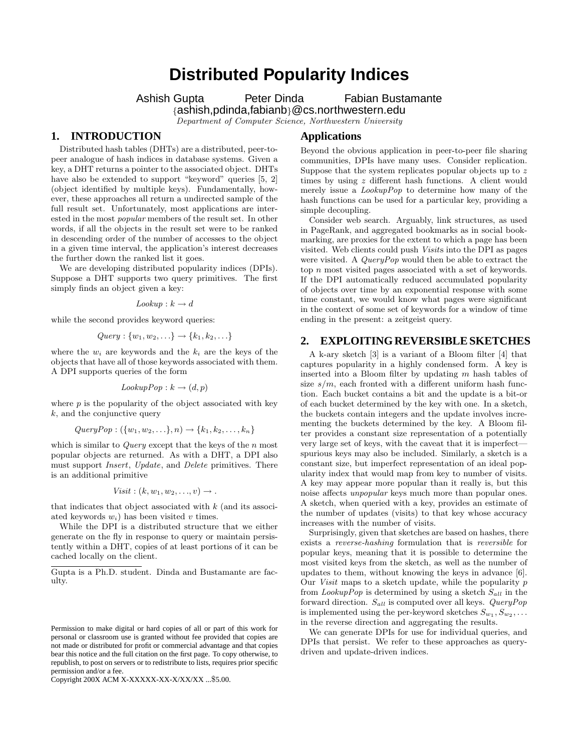# Distributed Popularity Indices

Ashish Gupta  Peter Dinda  Fabian Bustamante

{ashish,pdinda,fabianb}@cs.northwestern.edu

*Department of Computer Science, Northwestern University*

## 1. INTRODUCTION

Distributed hash tables (DHTs) are a distributed, peer-to-peer analogue of hash indices in database systems. Given a key, a DHT returns a pointer to the associated object. DHTs have also be extended to support "keyword" queries [5, 2] (object identified by multiple keys). Fundamentally, however, these approaches all return a undirected sample of the full result set. Unfortunately, most applications are interested in the most *popular* members of the result set. In other words, if all the objects in the result set were to be ranked in descending order of the number of accesses to the object in a given time interval, the application's interest decreases the further down the ranked list it goes.

We are developing distributed popularity indices (DPIs). Suppose a DHT supports two query primitives. The first simply finds an object given a key:

$$Lookup : k \to d$$

while the second provides keyword queries:

$$Query : \{w_1, w_2, \ldots\} \to \{k_1, k_2, \ldots\}$$

where the $w_i$ are keywords and the $k_i$ are the keys of the objects that have all of those keywords associated with them. A DPI supports queries of the form

$$LookupPop : k \to (d, p)$$

where $p$ is the popularity of the object associated with key $k$, and the conjunctive query

$$QueryPop : (\{w_1, w_2, \ldots\}, n) \to \{k_1, k_2, \ldots, k_n\}$$

which is similar to *Query* except that the keys of the $n$ most popular objects are returned. As with a DHT, a DPI also must support *Insert*, *Update*, and *Delete* primitives. There is an additional primitive

$$Visit : (k, w_1, w_2, \ldots, v) \to .$$

that indicates that object associated with $k$ (and its associated keywords $w_i$) has been visited $v$ times.

While the DPI is a distributed structure that we either generate on the fly in response to query or maintain persistently within a DHT, copies of at least portions of it can be cached locally on the client.

Gupta is a Ph.D. student. Dinda and Bustamante are faculty.

Permission to make digital or hard copies of all or part of this work for personal or classroom use is granted without fee provided that copies are not made or distributed for profit or commercial advantage and that copies bear this notice and the full citation on the first page. To copy otherwise, to republish, to post on servers or to redistribute to lists, requires prior specific permission and/or a fee.
Copyright 200X ACM X-XXXXX-XX-X/XX/XX ...$5.00.

### Applications

Beyond the obvious application in peer-to-peer file sharing communities, DPIs have many uses. Consider replication. Suppose that the system replicates popular objects up to $z$ times by using $z$ different hash functions. A client would merely issue a *LookupPop* to determine how many of the hash functions can be used for a particular key, providing a simple decoupling.

Consider web search. Arguably, link structures, as used in PageRank, and aggregated bookmarks as in social bookmarking, are proxies for the extent to which a page has been visited. Web clients could push *Visits* into the DPI as pages were visited. A *QueryPop* would then be able to extract the top $n$ most visited pages associated with a set of keywords. If the DPI automatically reduced accumulated popularity of objects over time by an exponential response with some time constant, we would know what pages were significant in the context of some set of keywords for a window of time ending in the present: a zeitgeist query.

## 2. EXPLOITING REVERSIBLE SKETCHES

A k-ary sketch [3] is a variant of a Bloom filter [4] that captures popularity in a highly condensed form. A key is inserted into a Bloom filter by updating $m$ hash tables of size $s/m$, each fronted with a different uniform hash function. Each bucket contains a bit and the update is a bit-or of each bucket determined by the key with one. In a sketch, the buckets contain integers and the update involves incrementing the buckets determined by the key. A Bloom filter provides a constant size representation of a potentially very large set of keys, with the caveat that it is imperfect—spurious keys may also be included. Similarly, a sketch is a constant size, but imperfect representation of an ideal popularity index that would map from key to number of visits. A key may appear more popular than it really is, but this noise affects *unpopular* keys much more than popular ones. A sketch, when queried with a key, provides an estimate of the number of updates (visits) to that key whose accuracy increases with the number of visits.

Surprisingly, given that sketches are based on hashes, there exists a *reverse-hashing* formulation that is *reversible* for popular keys, meaning that it is possible to determine the most visited keys from the sketch, as well as the number of updates to them, without knowing the keys in advance [6]. Our *Visit* maps to a sketch update, while the popularity $p$ from *LookupPop* is determined by using a sketch $S_{all}$ in the forward direction. $S_{all}$ is computed over all keys. *QueryPop* is implemented using the per-keyword sketches $S_{w_1}, S_{w_2}, \ldots$ in the reverse direction and aggregating the results.

We can generate DPIs for use for individual queries, and DPIs that persist. We refer to these approaches as query-driven and update-driven indices.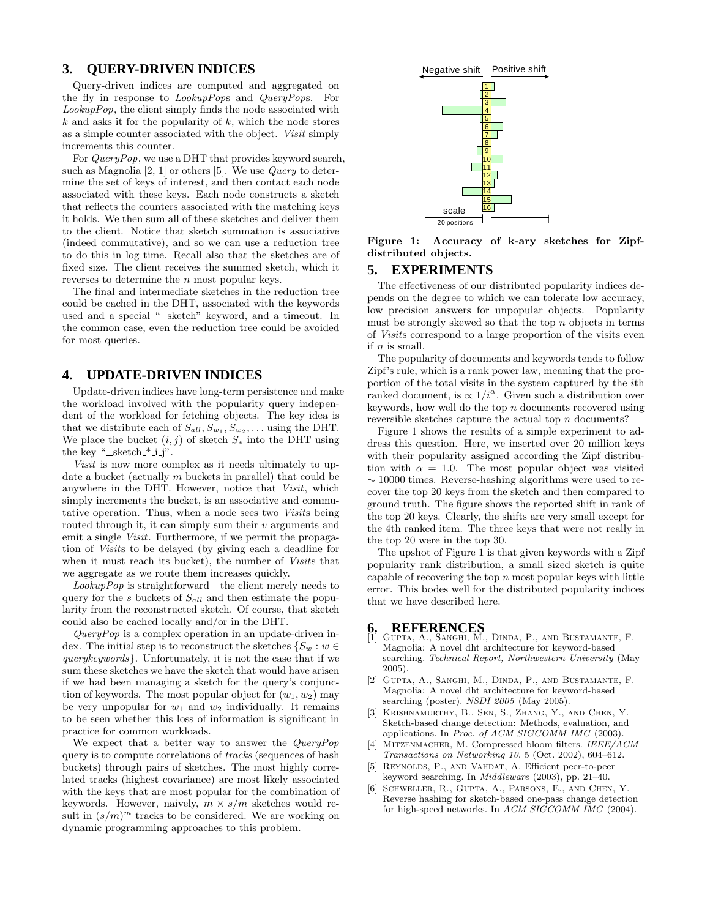## 3. QUERY-DRIVEN INDICES

Query-driven indices are computed and aggregated on the fly in response to *LookupPop*s and *QueryPop*s. For *LookupPop*, the client simply finds the node associated with $k$ and asks it for the popularity of $k$, which the node stores as a simple counter associated with the object. *Visit* simply increments this counter.

For *QueryPop*, we use a DHT that provides keyword search, such as Magnolia [2, 1] or others [5]. We use *Query* to determine the set of keys of interest, and then contact each node associated with these keys. Each node constructs a sketch that reflects the counters associated with the matching keys it holds. We then sum all of these sketches and deliver them to the client. Notice that sketch summation is associative (indeed commutative), and so we can use a reduction tree to do this in log time. Recall also that the sketches are of fixed size. The client receives the summed sketch, which it reverses to determine the $n$ most popular keys.

The final and intermediate sketches in the reduction tree could be cached in the DHT, associated with the keywords used and a special "_sketch" keyword, and a timeout. In the common case, even the reduction tree could be avoided for most queries.

## 4. UPDATE-DRIVEN INDICES

Update-driven indices have long-term persistence and make the workload involved with the popularity query independent of the workload for fetching objects. The key idea is that we distribute each of $S_{all}, S_{w_1}, S_{w_2}, \ldots$ using the DHT. We place the bucket $(i, j)$ of sketch $S_*$ into the DHT using the key "_sketch_*_i_j".

*Visit* is now more complex as it needs ultimately to update a bucket (actually $m$ buckets in parallel) that could be anywhere in the DHT. However, notice that *Visit*, which simply increments the bucket, is an associative and commutative operation. Thus, when a node sees two *Visit*s being routed through it, it can simply sum their $v$ arguments and emit a single *Visit*. Furthermore, if we permit the propagation of *Visit*s to be delayed (by giving each a deadline for when it must reach its bucket), the number of *Visit*s that we aggregate as we route them increases quickly.

*LookupPop* is straightforward—the client merely needs to query for the $s$ buckets of $S_{all}$ and then estimate the popularity from the reconstructed sketch. Of course, that sketch could also be cached locally and/or in the DHT.

*QueryPop* is a complex operation in an update-driven index. The initial step is to reconstruct the sketches $\{S_w : w \in querykeywords\}$. Unfortunately, it is not the case that if we sum these sketches we have the sketch that would have arisen if we had been managing a sketch for the query's conjunction of keywords. The most popular object for $(w_1, w_2)$ may be very unpopular for $w_1$ and $w_2$ individually. It remains to be seen whether this loss of information is significant in practice for common workloads.

We expect that a better way to answer the *QueryPop* query is to compute correlations of *tracks* (sequences of hash buckets) through pairs of sketches. The most highly correlated tracks (highest covariance) are most likely associated with the keys that are most popular for the combination of keywords. However, naively, $m \times s/m$ sketches would result in $(s/m)^m$ tracks to be considered. We are working on dynamic programming approaches to this problem.

Negative shift
Positive shift
1
2
3
4
5
6
7
8
9
10
11
12
13
14
15
16
scale
20 positions

**Figure 1: Accuracy of k-ary sketches for Zipf-distributed objects.**

## 5. EXPERIMENTS

The effectiveness of our distributed popularity indices depends on the degree to which we can tolerate low accuracy, low precision answers for unpopular objects. Popularity must be strongly skewed so that the top $n$ objects in terms of *Visit*s correspond to a large proportion of the visits even if $n$ is small.

The popularity of documents and keywords tends to follow Zipf's rule, which is a rank power law, meaning that the proportion of the total visits in the system captured by the $i$th ranked document, is $\propto 1/i^{\alpha}$. Given such a distribution over keywords, how well do the top $n$ documents recovered using reversible sketches capture the actual top $n$ documents?

Figure 1 shows the results of a simple experiment to address this question. Here, we inserted over 20 million keys with their popularity assigned according the Zipf distribution with $\alpha = 1.0$. The most popular object was visited $\sim 10000$ times. Reverse-hashing algorithms were used to recover the top 20 keys from the sketch and then compared to ground truth. The figure shows the reported shift in rank of the top 20 keys. Clearly, the shifts are very small except for the 4th ranked item. The three keys that were not really in the top 20 were in the top 30.

The upshot of Figure 1 is that given keywords with a Zipf popularity rank distribution, a small sized sketch is quite capable of recovering the top $n$ most popular keys with little error. This bodes well for the distributed popularity indices that we have described here.

## 6. REFERENCES

[1] Gupta, A., Sanghi, M., Dinda, P., and Bustamante, F. Magnolia: A novel dht architecture for keyword-based searching. *Technical Report, Northwestern University* (May 2005).

[2] Gupta, A., Sanghi, M., Dinda, P., and Bustamante, F. Magnolia: A novel dht architecture for keyword-based searching (poster). *NSDI 2005* (May 2005).

[3] Krishnamurthy, B., Sen, S., Zhang, Y., and Chen, Y. Sketch-based change detection: Methods, evaluation, and applications. In *Proc. of ACM SIGCOMM IMC* (2003).

[4] Mitzenmacher, M. Compressed bloom filters. *IEEE/ACM Transactions on Networking 10*, 5 (Oct. 2002), 604–612.

[5] Reynolds, P., and Vahdat, A. Efficient peer-to-peer keyword searching. In *Middleware* (2003), pp. 21–40.

[6] Schweller, R., Gupta, A., Parsons, E., and Chen, Y. Reverse hashing for sketch-based one-pass change detection for high-speed networks. In *ACM SIGCOMM IMC* (2004).